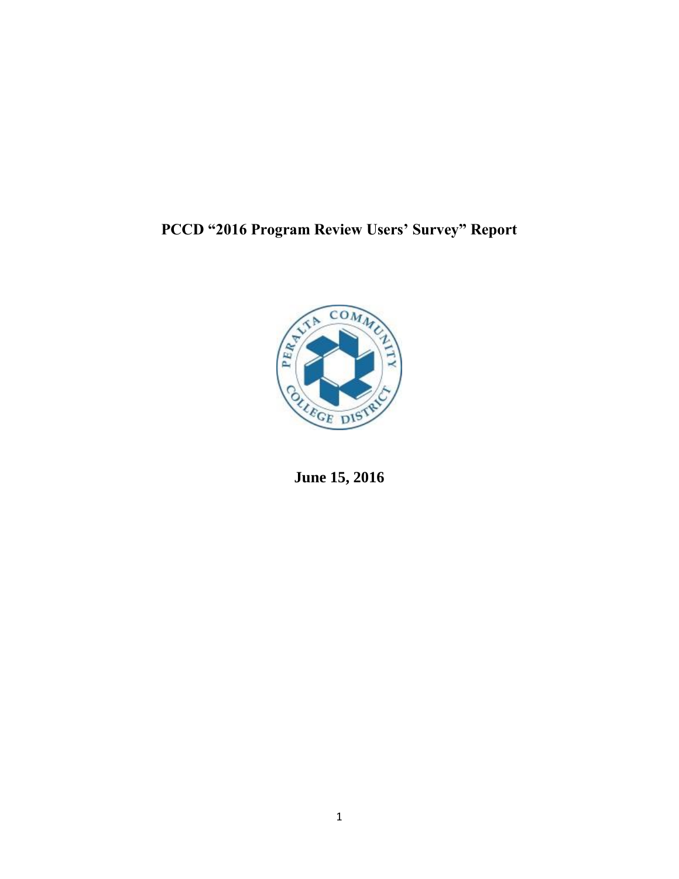# PCCD "2016 Program Review Users' Survey" Report

**June 15, 2016**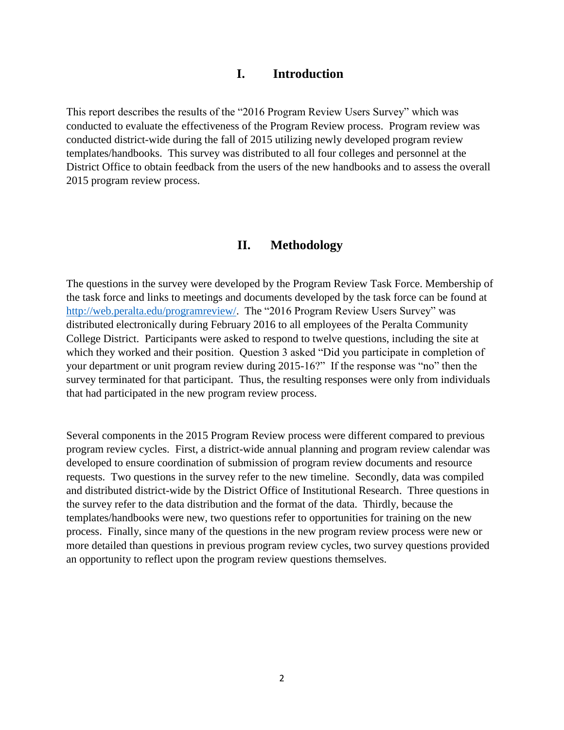## I. Introduction

This report describes the results of the "2016 Program Review Users Survey" which was conducted to evaluate the effectiveness of the Program Review process. Program review was conducted district-wide during the fall of 2015 utilizing newly developed program review templates/handbooks. This survey was distributed to all four colleges and personnel at the District Office to obtain feedback from the users of the new handbooks and to assess the overall 2015 program review process.

## II. Methodology

The questions in the survey were developed by the Program Review Task Force. Membership of the task force and links to meetings and documents developed by the task force can be found at [http://web.peralta.edu/programreview/](http://web.peralta.edu/programreview/). The "2016 Program Review Users Survey" was distributed electronically during February 2016 to all employees of the Peralta Community College District. Participants were asked to respond to twelve questions, including the site at which they worked and their position. Question 3 asked "Did you participate in completion of your department or unit program review during 2015-16?" If the response was "no" then the survey terminated for that participant. Thus, the resulting responses were only from individuals that had participated in the new program review process.

Several components in the 2015 Program Review process were different compared to previous program review cycles. First, a district-wide annual planning and program review calendar was developed to ensure coordination of submission of program review documents and resource requests. Two questions in the survey refer to the new timeline. Secondly, data was compiled and distributed district-wide by the District Office of Institutional Research. Three questions in the survey refer to the data distribution and the format of the data. Thirdly, because the templates/handbooks were new, two questions refer to opportunities for training on the new process. Finally, since many of the questions in the new program review process were new or more detailed than questions in previous program review cycles, two survey questions provided an opportunity to reflect upon the program review questions themselves.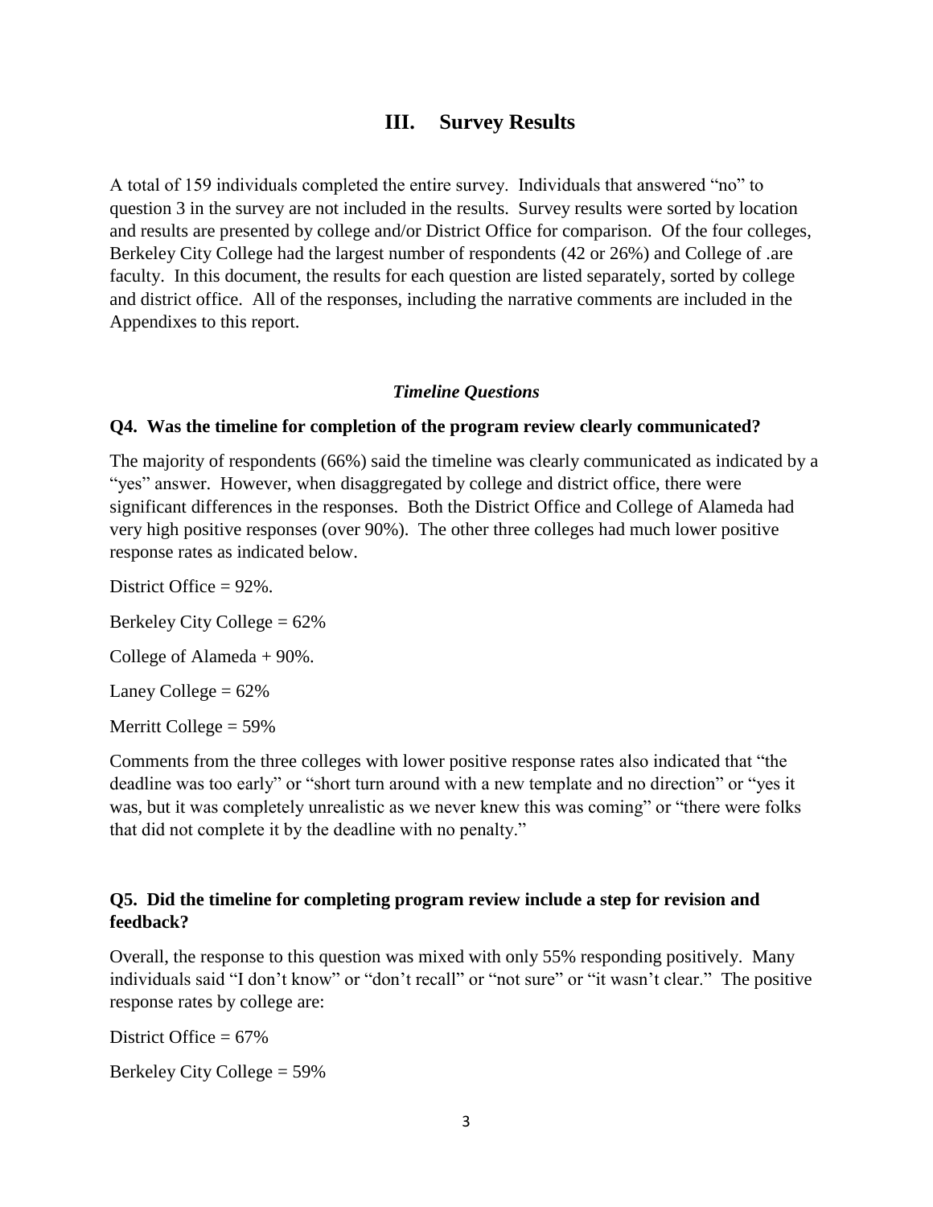# III. Survey Results

A total of 159 individuals completed the entire survey. Individuals that answered "no" to question 3 in the survey are not included in the results. Survey results were sorted by location and results are presented by college and/or District Office for comparison. Of the four colleges, Berkeley City College had the largest number of respondents (42 or 26%) and College of .are faculty. In this document, the results for each question are listed separately, sorted by college and district office. All of the responses, including the narrative comments are included in the Appendixes to this report.

### *Timeline Questions*

**Q4. Was the timeline for completion of the program review clearly communicated?**

The majority of respondents (66%) said the timeline was clearly communicated as indicated by a "yes" answer. However, when disaggregated by college and district office, there were significant differences in the responses. Both the District Office and College of Alameda had very high positive responses (over 90%). The other three colleges had much lower positive response rates as indicated below.

District Office = 92%.

Berkeley City College = 62%

College of Alameda + 90%.

Laney College = 62%

Merritt College = 59%

Comments from the three colleges with lower positive response rates also indicated that "the deadline was too early" or "short turn around with a new template and no direction" or "yes it was, but it was completely unrealistic as we never knew this was coming" or "there were folks that did not complete it by the deadline with no penalty."

**Q5. Did the timeline for completing program review include a step for revision and feedback?**

Overall, the response to this question was mixed with only 55% responding positively. Many individuals said "I don't know" or "don't recall" or "not sure" or "it wasn't clear." The positive response rates by college are:

District Office = 67%

Berkeley City College = 59%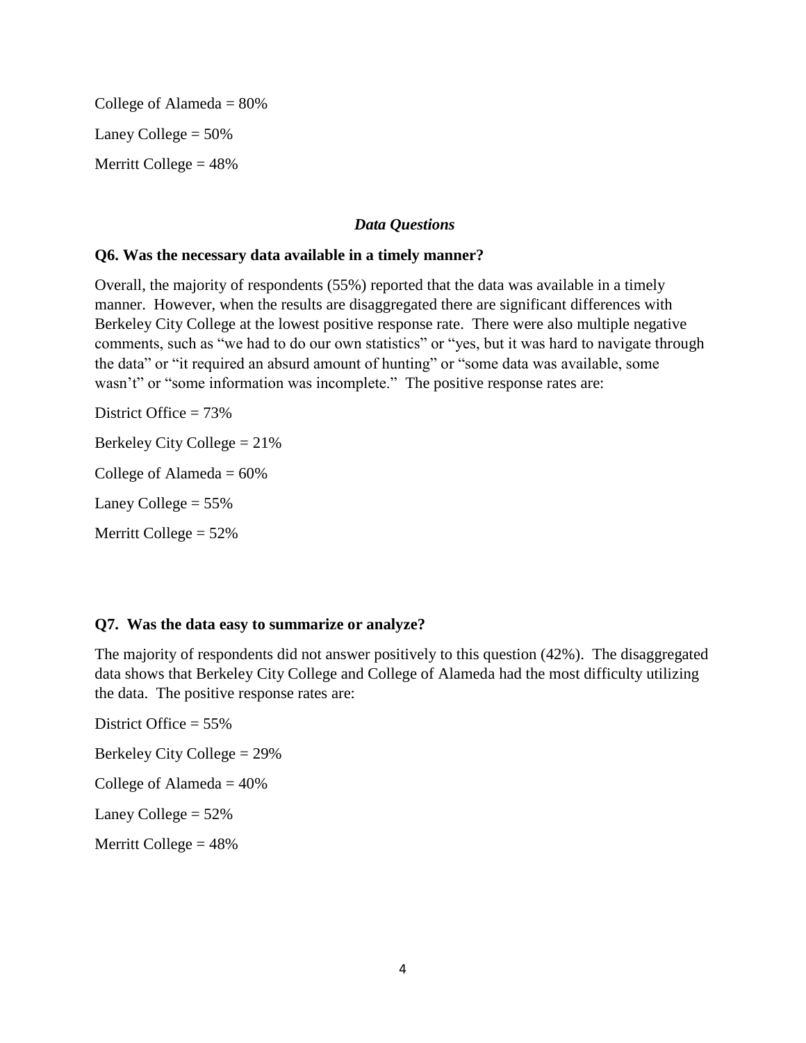College of Alameda = 80%

Laney College = 50%

Merritt College = 48%

### *Data Questions*

**Q6. Was the necessary data available in a timely manner?**

Overall, the majority of respondents (55%) reported that the data was available in a timely manner. However, when the results are disaggregated there are significant differences with Berkeley City College at the lowest positive response rate. There were also multiple negative comments, such as "we had to do our own statistics" or "yes, but it was hard to navigate through the data" or "it required an absurd amount of hunting" or "some data was available, some wasn't" or "some information was incomplete." The positive response rates are:

District Office = 73%

Berkeley City College = 21%

College of Alameda = 60%

Laney College = 55%

Merritt College = 52%

**Q7. Was the data easy to summarize or analyze?**

The majority of respondents did not answer positively to this question (42%). The disaggregated data shows that Berkeley City College and College of Alameda had the most difficulty utilizing the data. The positive response rates are:

District Office = 55%

Berkeley City College = 29%

College of Alameda = 40%

Laney College = 52%

Merritt College = 48%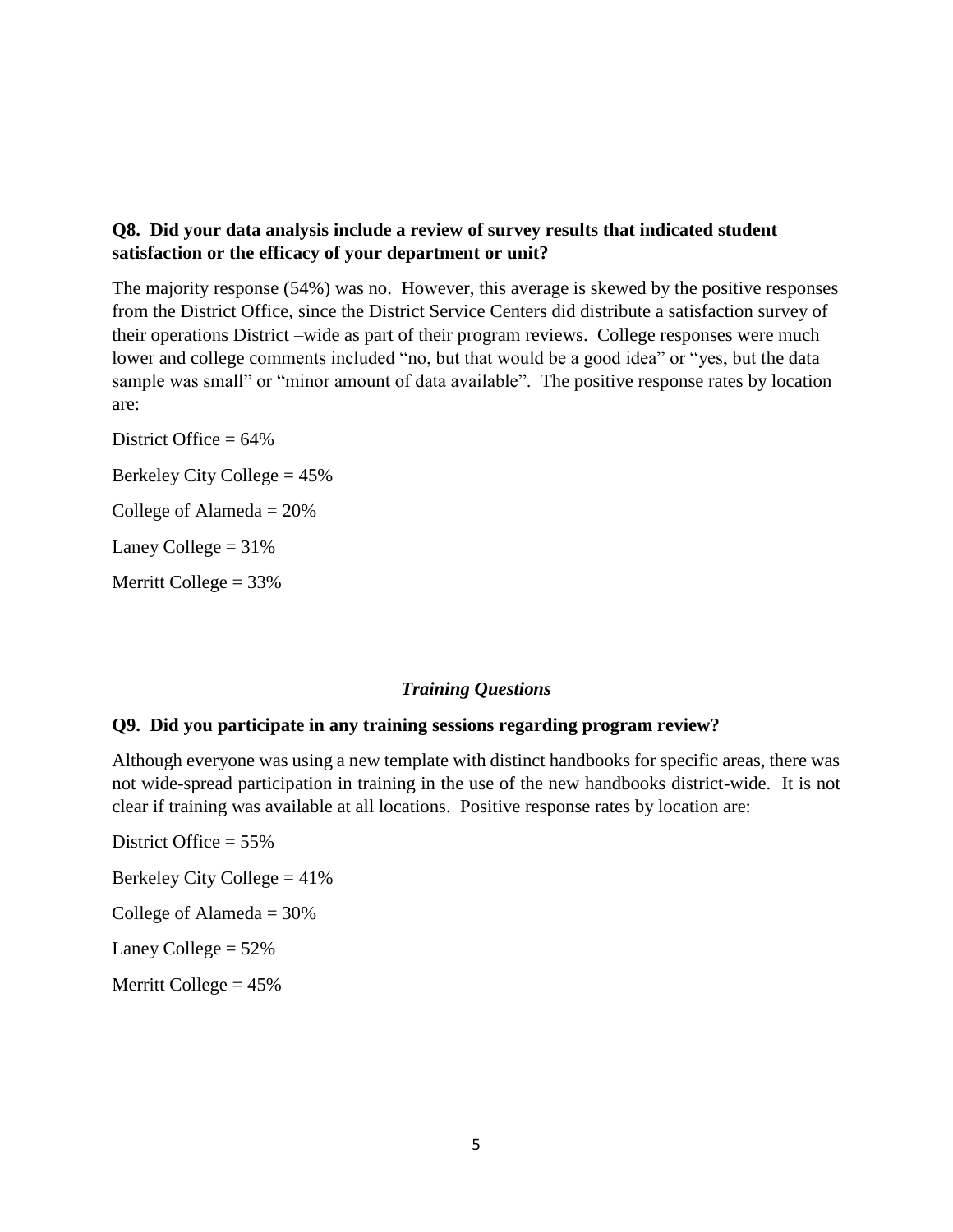**Q8. Did your data analysis include a review of survey results that indicated student satisfaction or the efficacy of your department or unit?**

The majority response (54%) was no. However, this average is skewed by the positive responses from the District Office, since the District Service Centers did distribute a satisfaction survey of their operations District –wide as part of their program reviews. College responses were much lower and college comments included "no, but that would be a good idea" or "yes, but the data sample was small" or "minor amount of data available". The positive response rates by location are:

District Office = 64%

Berkeley City College = 45%

College of Alameda = 20%

Laney College = 31%

Merritt College = 33%

### *Training Questions*

**Q9. Did you participate in any training sessions regarding program review?**

Although everyone was using a new template with distinct handbooks for specific areas, there was not wide-spread participation in training in the use of the new handbooks district-wide. It is not clear if training was available at all locations. Positive response rates by location are:

District Office = 55%

Berkeley City College = 41%

College of Alameda = 30%

Laney College = 52%

Merritt College = 45%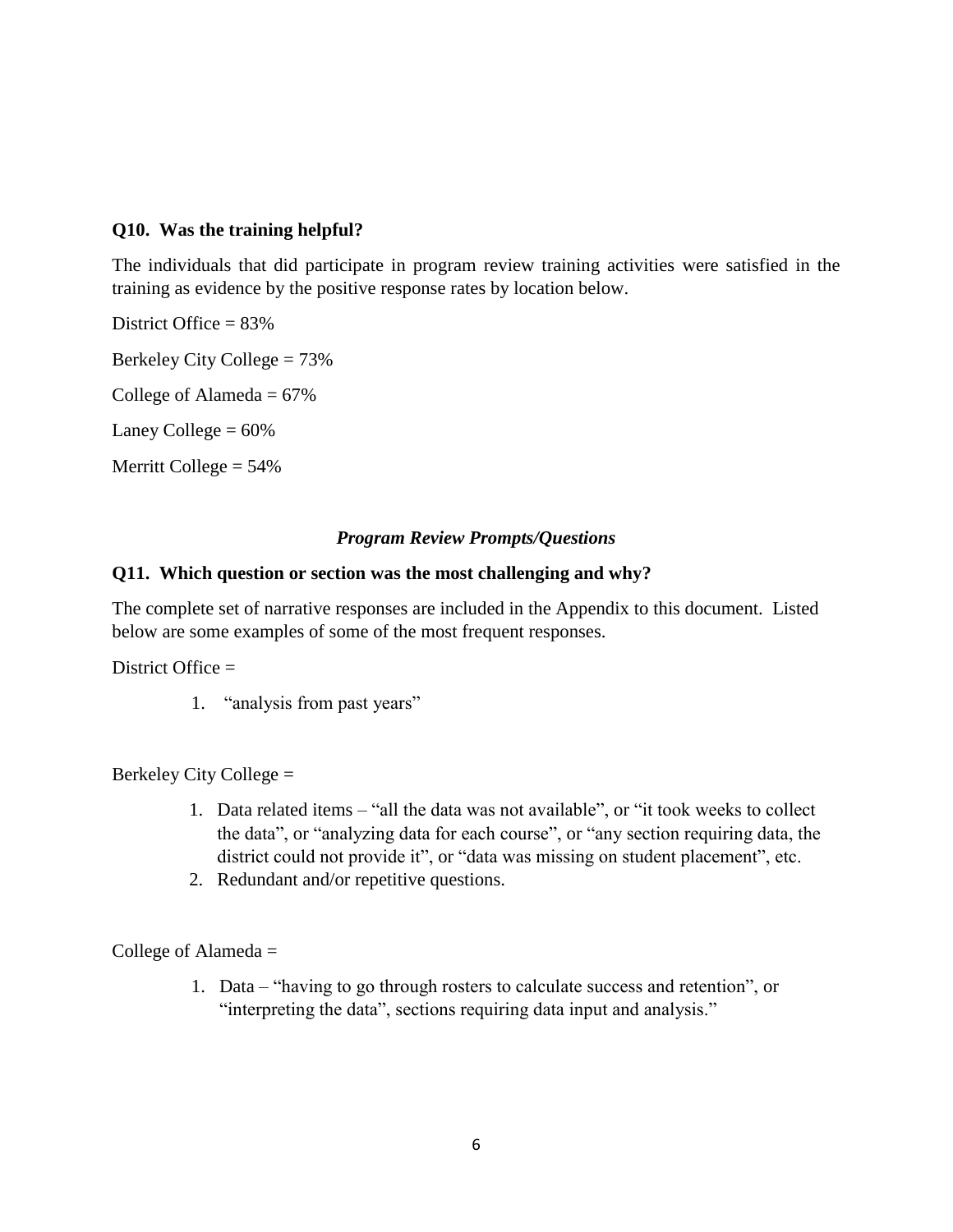**Q10. Was the training helpful?**

The individuals that did participate in program review training activities were satisfied in the training as evidence by the positive response rates by location below.

District Office = 83%

Berkeley City College = 73%

College of Alameda = 67%

Laney College = 60%

Merritt College = 54%

***Program Review Prompts/Questions***

**Q11. Which question or section was the most challenging and why?**

The complete set of narrative responses are included in the Appendix to this document. Listed below are some examples of some of the most frequent responses.

District Office =

1. "analysis from past years"

Berkeley City College =

1. Data related items – "all the data was not available", or "it took weeks to collect the data", or "analyzing data for each course", or "any section requiring data, the district could not provide it", or "data was missing on student placement", etc.
2. Redundant and/or repetitive questions.

College of Alameda =

1. Data – "having to go through rosters to calculate success and retention", or "interpreting the data", sections requiring data input and analysis."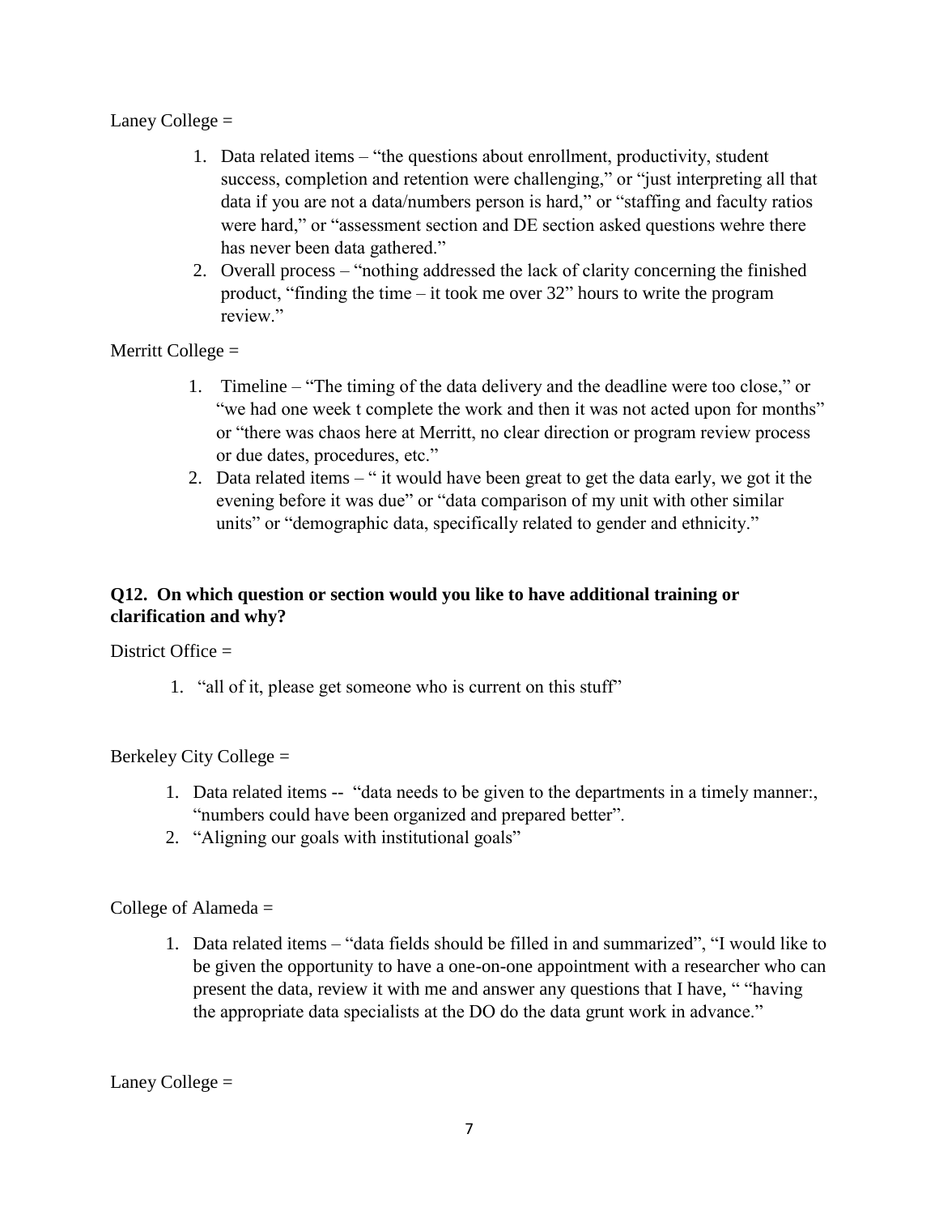Laney College =

1. Data related items – “the questions about enrollment, productivity, student success, completion and retention were challenging,” or “just interpreting all that data if you are not a data/numbers person is hard,” or “staffing and faculty ratios were hard,” or “assessment section and DE section asked questions wehre there has never been data gathered.”
2. Overall process – “nothing addressed the lack of clarity concerning the finished product, “finding the time – it took me over 32” hours to write the program review.”

Merritt College =

1. Timeline – “The timing of the data delivery and the deadline were too close,” or “we had one week t complete the work and then it was not acted upon for months” or “there was chaos here at Merritt, no clear direction or program review process or due dates, procedures, etc.”
2. Data related items – “ it would have been great to get the data early, we got it the evening before it was due” or “data comparison of my unit with other similar units” or “demographic data, specifically related to gender and ethnicity.”

**Q12. On which question or section would you like to have additional training or clarification and why?**

District Office =

1. “all of it, please get someone who is current on this stuff”

Berkeley City College =

1. Data related items -- “data needs to be given to the departments in a timely manner:, “numbers could have been organized and prepared better”.
2. “Aligning our goals with institutional goals”

College of Alameda =

1. Data related items – “data fields should be filled in and summarized”, “I would like to be given the opportunity to have a one-on-one appointment with a researcher who can present the data, review it with me and answer any questions that I have, “ “having the appropriate data specialists at the DO do the data grunt work in advance.”

Laney College =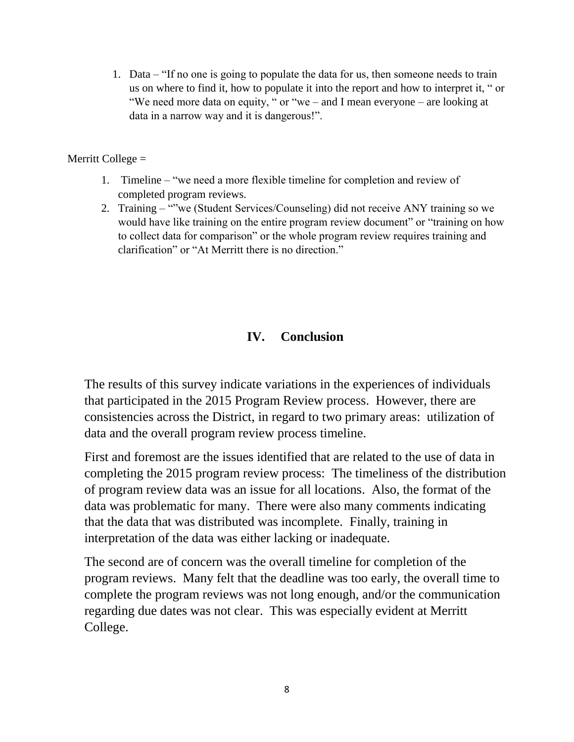1. Data – "If no one is going to populate the data for us, then someone needs to train us on where to find it, how to populate it into the report and how to interpret it, " or "We need more data on equity, " or "we – and I mean everyone – are looking at data in a narrow way and it is dangerous!".

Merritt College =

1. Timeline – "we need a more flexible timeline for completion and review of completed program reviews.
2. Training – ""we (Student Services/Counseling) did not receive ANY training so we would have like training on the entire program review document" or "training on how to collect data for comparison" or the whole program review requires training and clarification" or "At Merritt there is no direction."

## IV. Conclusion

The results of this survey indicate variations in the experiences of individuals that participated in the 2015 Program Review process. However, there are consistencies across the District, in regard to two primary areas: utilization of data and the overall program review process timeline.

First and foremost are the issues identified that are related to the use of data in completing the 2015 program review process: The timeliness of the distribution of program review data was an issue for all locations. Also, the format of the data was problematic for many. There were also many comments indicating that the data that was distributed was incomplete. Finally, training in interpretation of the data was either lacking or inadequate.

The second are of concern was the overall timeline for completion of the program reviews. Many felt that the deadline was too early, the overall time to complete the program reviews was not long enough, and/or the communication regarding due dates was not clear. This was especially evident at Merritt College.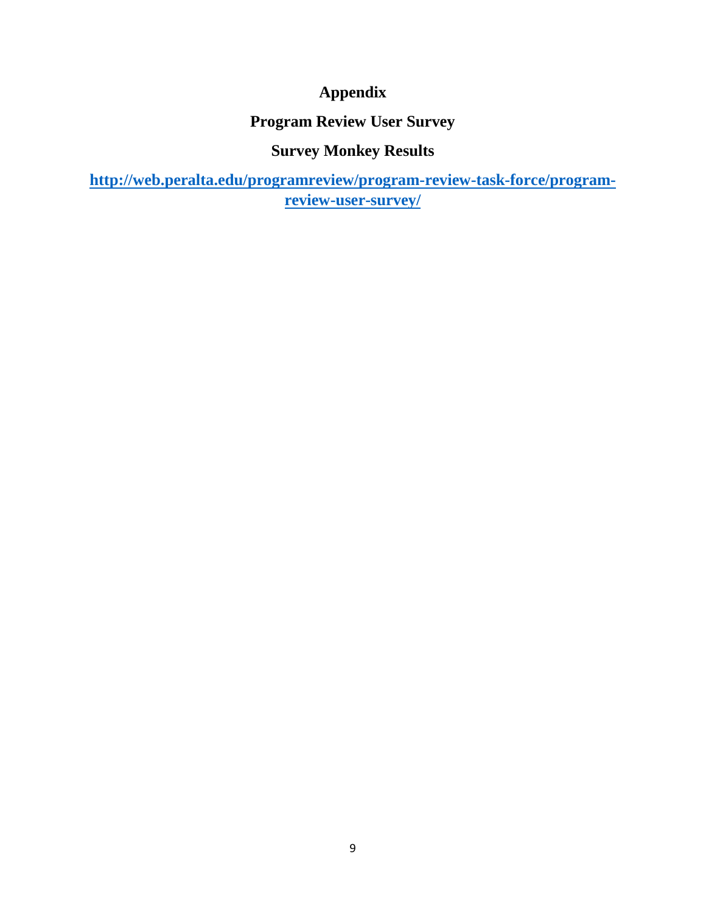# Appendix

## Program Review User Survey

## Survey Monkey Results

**[http://web.peralta.edu/programreview/program-review-task-force/program-review-user-survey/](http://web.peralta.edu/programreview/program-review-task-force/program-review-user-survey/)**